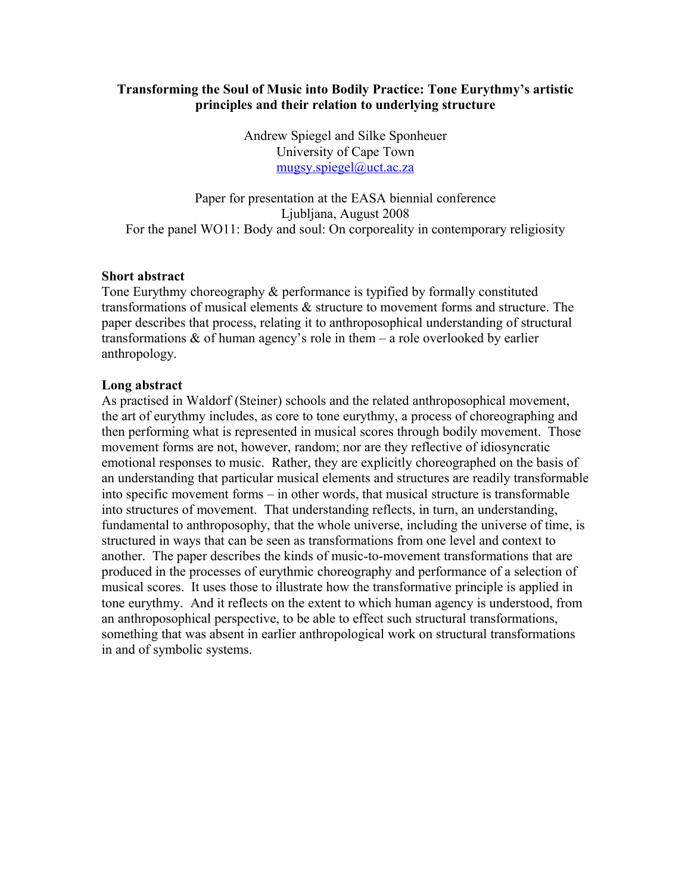# Transforming the Soul of Music into Bodily Practice: Tone Eurythmy's artistic principles and their relation to underlying structure

Andrew Spiegel and Silke Sponheuer
University of Cape Town
mugsy.spiegel@uct.ac.za

Paper for presentation at the EASA biennial conference
Ljubljana, August 2008
For the panel WO11: Body and soul: On corporeality in contemporary religiosity

**Short abstract**

Tone Eurythmy choreography & performance is typified by formally constituted transformations of musical elements & structure to movement forms and structure. The paper describes that process, relating it to anthroposophical understanding of structural transformations & of human agency's role in them – a role overlooked by earlier anthropology.

**Long abstract**

As practised in Waldorf (Steiner) schools and the related anthroposophical movement, the art of eurythmy includes, as core to tone eurythmy, a process of choreographing and then performing what is represented in musical scores through bodily movement. Those movement forms are not, however, random; nor are they reflective of idiosyncratic emotional responses to music. Rather, they are explicitly choreographed on the basis of an understanding that particular musical elements and structures are readily transformable into specific movement forms – in other words, that musical structure is transformable into structures of movement. That understanding reflects, in turn, an understanding, fundamental to anthroposophy, that the whole universe, including the universe of time, is structured in ways that can be seen as transformations from one level and context to another. The paper describes the kinds of music-to-movement transformations that are produced in the processes of eurythmic choreography and performance of a selection of musical scores. It uses those to illustrate how the transformative principle is applied in tone eurythmy. And it reflects on the extent to which human agency is understood, from an anthroposophical perspective, to be able to effect such structural transformations, something that was absent in earlier anthropological work on structural transformations in and of symbolic systems.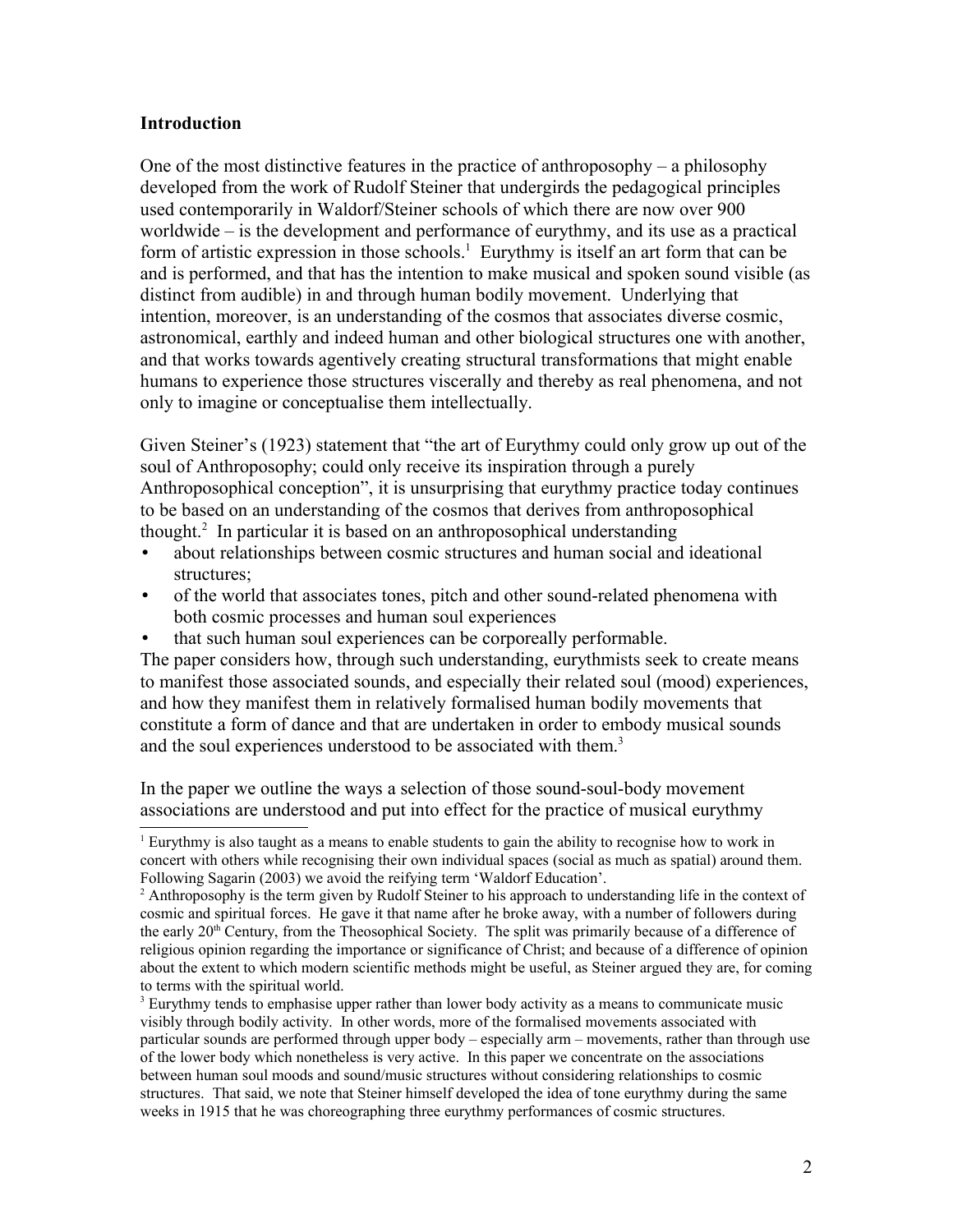**Introduction**

One of the most distinctive features in the practice of anthroposophy – a philosophy developed from the work of Rudolf Steiner that undergirds the pedagogical principles used contemporarily in Waldorf/Steiner schools of which there are now over 900 worldwide – is the development and performance of eurythmy, and its use as a practical form of artistic expression in those schools.[1] Eurythmy is itself an art form that can be and is performed, and that has the intention to make musical and spoken sound visible (as distinct from audible) in and through human bodily movement. Underlying that intention, moreover, is an understanding of the cosmos that associates diverse cosmic, astronomical, earthly and indeed human and other biological structures one with another, and that works towards agentively creating structural transformations that might enable humans to experience those structures viscerally and thereby as real phenomena, and not only to imagine or conceptualise them intellectually.

Given Steiner's (1923) statement that "the art of Eurythmy could only grow up out of the soul of Anthroposophy; could only receive its inspiration through a purely Anthroposophical conception", it is unsurprising that eurythmy practice today continues to be based on an understanding of the cosmos that derives from anthroposophical thought.[2] In particular it is based on an anthroposophical understanding

- about relationships between cosmic structures and human social and ideational structures;
- of the world that associates tones, pitch and other sound-related phenomena with both cosmic processes and human soul experiences
- that such human soul experiences can be corporeally performable.

The paper considers how, through such understanding, eurythmists seek to create means to manifest those associated sounds, and especially their related soul (mood) experiences, and how they manifest them in relatively formalised human bodily movements that constitute a form of dance and that are undertaken in order to embody musical sounds and the soul experiences understood to be associated with them.[3]

In the paper we outline the ways a selection of those sound-soul-body movement associations are understood and put into effect for the practice of musical eurythmy

[1] Eurythmy is also taught as a means to enable students to gain the ability to recognise how to work in concert with others while recognising their own individual spaces (social as much as spatial) around them. Following Sagarin (2003) we avoid the reifying term 'Waldorf Education'.

[2] Anthroposophy is the term given by Rudolf Steiner to his approach to understanding life in the context of cosmic and spiritual forces. He gave it that name after he broke away, with a number of followers during the early 20th Century, from the Theosophical Society. The split was primarily because of a difference of religious opinion regarding the importance or significance of Christ; and because of a difference of opinion about the extent to which modern scientific methods might be useful, as Steiner argued they are, for coming to terms with the spiritual world.

[3] Eurythmy tends to emphasise upper rather than lower body activity as a means to communicate music visibly through bodily activity. In other words, more of the formalised movements associated with particular sounds are performed through upper body – especially arm – movements, rather than through use of the lower body which nonetheless is very active. In this paper we concentrate on the associations between human soul moods and sound/music structures without considering relationships to cosmic structures. That said, we note that Steiner himself developed the idea of tone eurythmy during the same weeks in 1915 that he was choreographing three eurythmy performances of cosmic structures.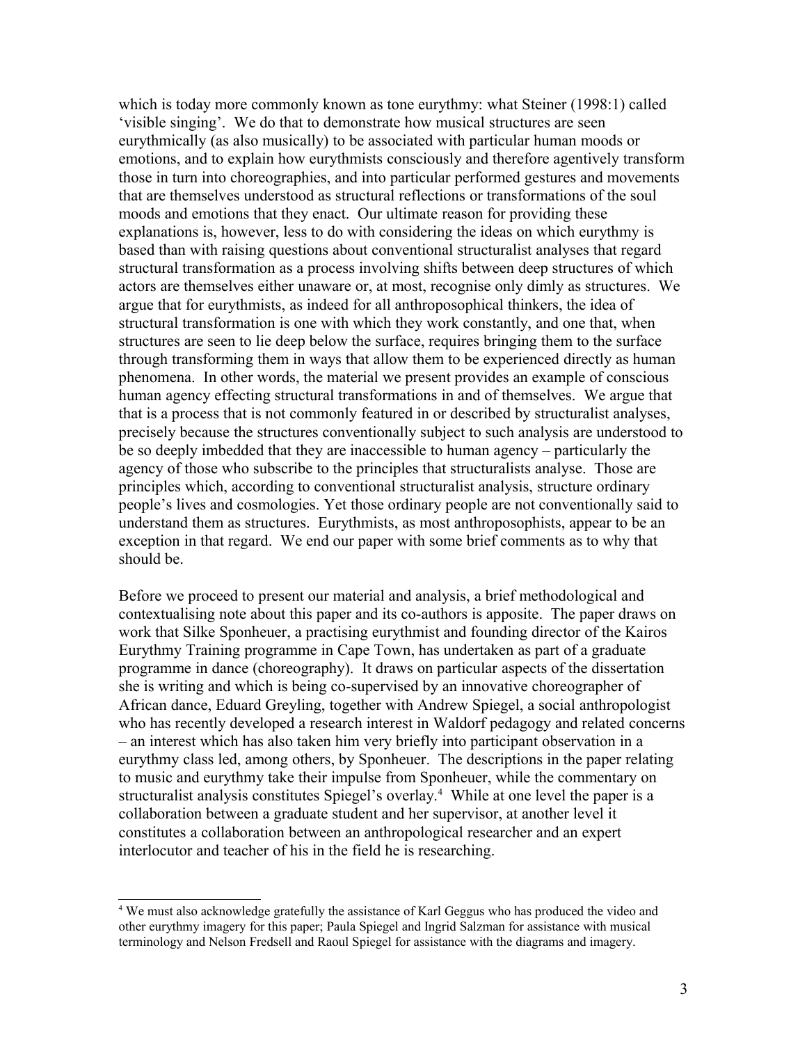which is today more commonly known as tone eurythmy: what Steiner (1998:1) called 'visible singing'. We do that to demonstrate how musical structures are seen eurythmically (as also musically) to be associated with particular human moods or emotions, and to explain how eurythmists consciously and therefore agentively transform those in turn into choreographies, and into particular performed gestures and movements that are themselves understood as structural reflections or transformations of the soul moods and emotions that they enact. Our ultimate reason for providing these explanations is, however, less to do with considering the ideas on which eurythmy is based than with raising questions about conventional structuralist analyses that regard structural transformation as a process involving shifts between deep structures of which actors are themselves either unaware or, at most, recognise only dimly as structures. We argue that for eurythmists, as indeed for all anthroposophical thinkers, the idea of structural transformation is one with which they work constantly, and one that, when structures are seen to lie deep below the surface, requires bringing them to the surface through transforming them in ways that allow them to be experienced directly as human phenomena. In other words, the material we present provides an example of conscious human agency effecting structural transformations in and of themselves. We argue that that is a process that is not commonly featured in or described by structuralist analyses, precisely because the structures conventionally subject to such analysis are understood to be so deeply imbedded that they are inaccessible to human agency – particularly the agency of those who subscribe to the principles that structuralists analyse. Those are principles which, according to conventional structuralist analysis, structure ordinary people's lives and cosmologies. Yet those ordinary people are not conventionally said to understand them as structures. Eurythmists, as most anthroposophists, appear to be an exception in that regard. We end our paper with some brief comments as to why that should be.

Before we proceed to present our material and analysis, a brief methodological and contextualising note about this paper and its co-authors is apposite. The paper draws on work that Silke Sponheuer, a practising eurythmist and founding director of the Kairos Eurythmy Training programme in Cape Town, has undertaken as part of a graduate programme in dance (choreography). It draws on particular aspects of the dissertation she is writing and which is being co-supervised by an innovative choreographer of African dance, Eduard Greyling, together with Andrew Spiegel, a social anthropologist who has recently developed a research interest in Waldorf pedagogy and related concerns – an interest which has also taken him very briefly into participant observation in a eurythmy class led, among others, by Sponheuer. The descriptions in the paper relating to music and eurythmy take their impulse from Sponheuer, while the commentary on structuralist analysis constitutes Spiegel's overlay.[4] While at one level the paper is a collaboration between a graduate student and her supervisor, at another level it constitutes a collaboration between an anthropological researcher and an expert interlocutor and teacher of his in the field he is researching.

[4] We must also acknowledge gratefully the assistance of Karl Geggus who has produced the video and other eurythmy imagery for this paper; Paula Spiegel and Ingrid Salzman for assistance with musical terminology and Nelson Fredsell and Raoul Spiegel for assistance with the diagrams and imagery.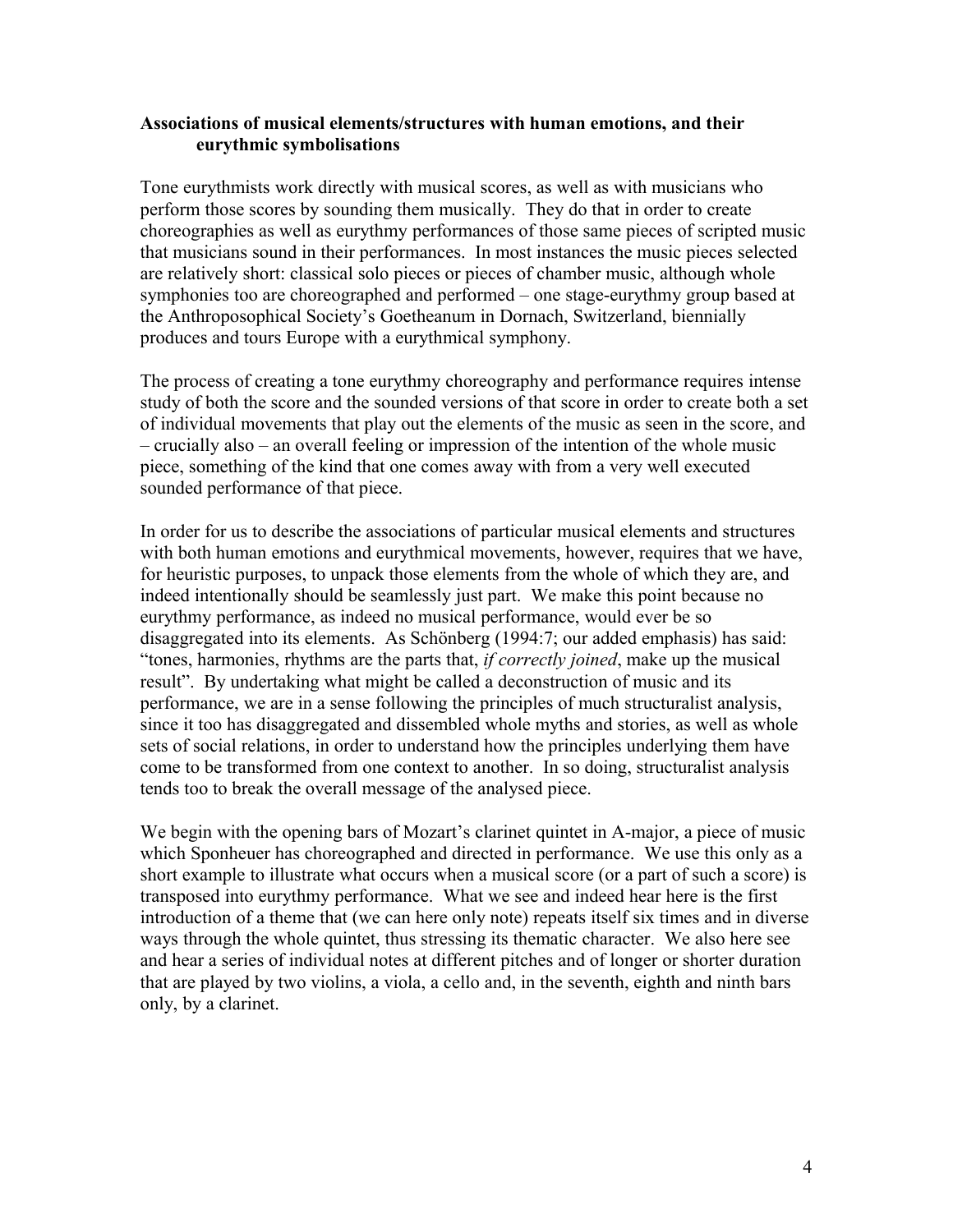### Associations of musical elements/structures with human emotions, and their eurythmic symbolisations

Tone eurythmists work directly with musical scores, as well as with musicians who perform those scores by sounding them musically. They do that in order to create choreographies as well as eurythmy performances of those same pieces of scripted music that musicians sound in their performances. In most instances the music pieces selected are relatively short: classical solo pieces or pieces of chamber music, although whole symphonies too are choreographed and performed – one stage-eurythmy group based at the Anthroposophical Society's Goetheanum in Dornach, Switzerland, biennially produces and tours Europe with a eurythmical symphony.

The process of creating a tone eurythmy choreography and performance requires intense study of both the score and the sounded versions of that score in order to create both a set of individual movements that play out the elements of the music as seen in the score, and – crucially also – an overall feeling or impression of the intention of the whole music piece, something of the kind that one comes away with from a very well executed sounded performance of that piece.

In order for us to describe the associations of particular musical elements and structures with both human emotions and eurythmical movements, however, requires that we have, for heuristic purposes, to unpack those elements from the whole of which they are, and indeed intentionally should be seamlessly just part. We make this point because no eurythmy performance, as indeed no musical performance, would ever be so disaggregated into its elements. As Schönberg (1994:7; our added emphasis) has said: "tones, harmonies, rhythms are the parts that, *if correctly joined*, make up the musical result". By undertaking what might be called a deconstruction of music and its performance, we are in a sense following the principles of much structuralist analysis, since it too has disaggregated and dissembled whole myths and stories, as well as whole sets of social relations, in order to understand how the principles underlying them have come to be transformed from one context to another. In so doing, structuralist analysis tends too to break the overall message of the analysed piece.

We begin with the opening bars of Mozart's clarinet quintet in A-major, a piece of music which Sponheuer has choreographed and directed in performance. We use this only as a short example to illustrate what occurs when a musical score (or a part of such a score) is transposed into eurythmy performance. What we see and indeed hear here is the first introduction of a theme that (we can here only note) repeats itself six times and in diverse ways through the whole quintet, thus stressing its thematic character. We also here see and hear a series of individual notes at different pitches and of longer or shorter duration that are played by two violins, a viola, a cello and, in the seventh, eighth and ninth bars only, by a clarinet.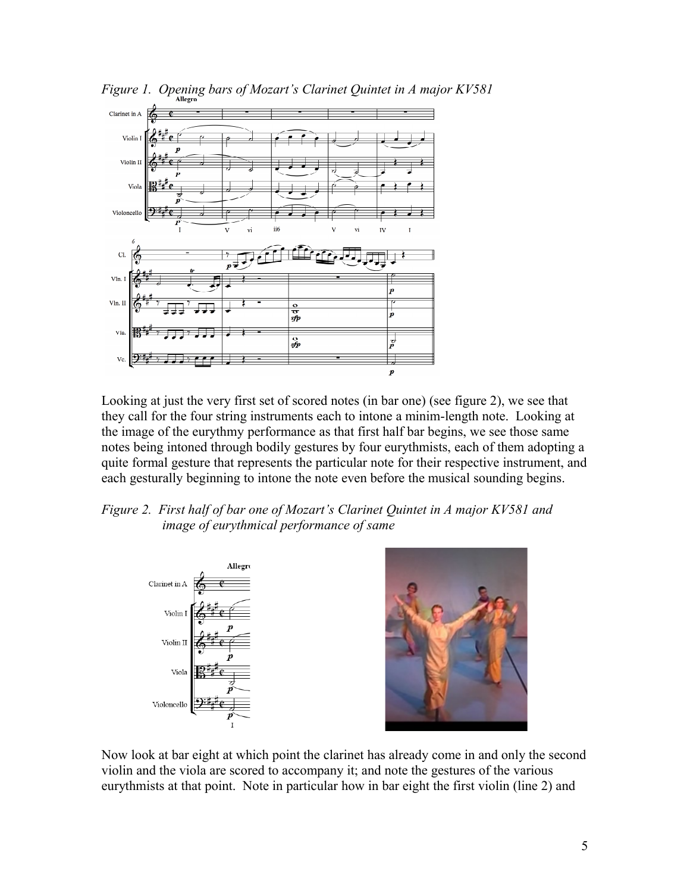*Figure 1. Opening bars of Mozart's Clarinet Quintet in A major KV581*

Looking at just the very first set of scored notes (in bar one) (see figure 2), we see that they call for the four string instruments each to intone a minim-length note. Looking at the image of the eurythmy performance as that first half bar begins, we see those same notes being intoned through bodily gestures by four eurythmists, each of them adopting a quite formal gesture that represents the particular note for their respective instrument, and each gesturally beginning to intone the note even before the musical sounding begins.

*Figure 2. First half of bar one of Mozart's Clarinet Quintet in A major KV581 and image of eurythmical performance of same*

Now look at bar eight at which point the clarinet has already come in and only the second violin and the viola are scored to accompany it; and note the gestures of the various eurythmists at that point. Note in particular how in bar eight the first violin (line 2) and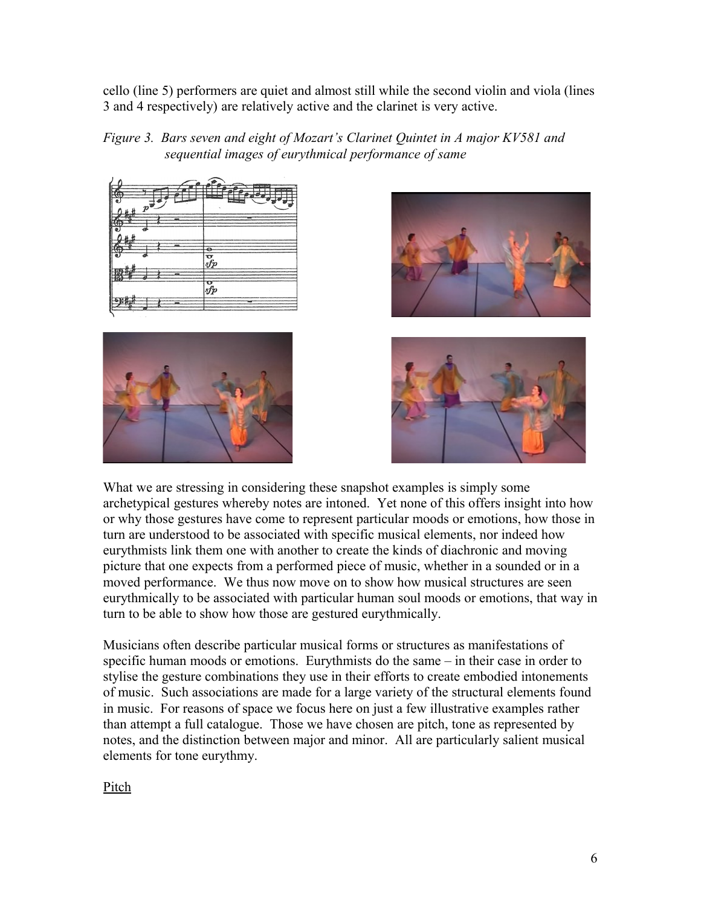cello (line 5) performers are quiet and almost still while the second violin and viola (lines 3 and 4 respectively) are relatively active and the clarinet is very active.

*Figure 3. Bars seven and eight of Mozart's Clarinet Quintet in A major KV581 and sequential images of eurythmical performance of same*

What we are stressing in considering these snapshot examples is simply some archetypical gestures whereby notes are intoned. Yet none of this offers insight into how or why those gestures have come to represent particular moods or emotions, how those in turn are understood to be associated with specific musical elements, nor indeed how eurythmists link them one with another to create the kinds of diachronic and moving picture that one expects from a performed piece of music, whether in a sounded or in a moved performance. We thus now move on to show how musical structures are seen eurythmically to be associated with particular human soul moods or emotions, that way in turn to be able to show how those are gestured eurythmically.

Musicians often describe particular musical forms or structures as manifestations of specific human moods or emotions. Eurythmists do the same – in their case in order to stylise the gesture combinations they use in their efforts to create embodied intonements of music. Such associations are made for a large variety of the structural elements found in music. For reasons of space we focus here on just a few illustrative examples rather than attempt a full catalogue. Those we have chosen are pitch, tone as represented by notes, and the distinction between major and minor. All are particularly salient musical elements for tone eurythmy.

<u>Pitch</u>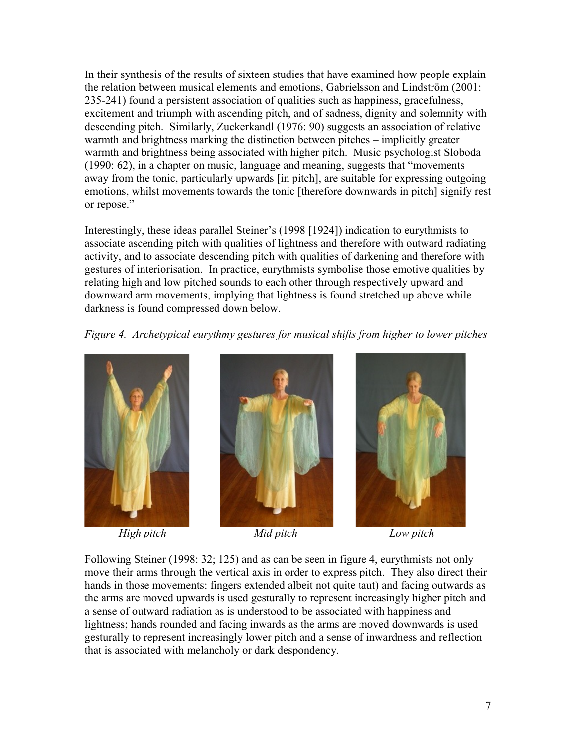In their synthesis of the results of sixteen studies that have examined how people explain the relation between musical elements and emotions, Gabrielsson and Lindström (2001: 235-241) found a persistent association of qualities such as happiness, gracefulness, excitement and triumph with ascending pitch, and of sadness, dignity and solemnity with descending pitch. Similarly, Zuckerkandl (1976: 90) suggests an association of relative warmth and brightness marking the distinction between pitches – implicitly greater warmth and brightness being associated with higher pitch. Music psychologist Sloboda (1990: 62), in a chapter on music, language and meaning, suggests that "movements away from the tonic, particularly upwards [in pitch], are suitable for expressing outgoing emotions, whilst movements towards the tonic [therefore downwards in pitch] signify rest or repose."

Interestingly, these ideas parallel Steiner's (1998 [1924]) indication to eurythmists to associate ascending pitch with qualities of lightness and therefore with outward radiating activity, and to associate descending pitch with qualities of darkening and therefore with gestures of interiorisation. In practice, eurythmists symbolise those emotive qualities by relating high and low pitched sounds to each other through respectively upward and downward arm movements, implying that lightness is found stretched up above while darkness is found compressed down below.

*Figure 4. Archetypical eurythmy gestures for musical shifts from higher to lower pitches*

*High pitch* *Mid pitch* *Low pitch*

Following Steiner (1998: 32; 125) and as can be seen in figure 4, eurythmists not only move their arms through the vertical axis in order to express pitch. They also direct their hands in those movements: fingers extended albeit not quite taut) and facing outwards as the arms are moved upwards is used gesturally to represent increasingly higher pitch and a sense of outward radiation as is understood to be associated with happiness and lightness; hands rounded and facing inwards as the arms are moved downwards is used gesturally to represent increasingly lower pitch and a sense of inwardness and reflection that is associated with melancholy or dark despondency.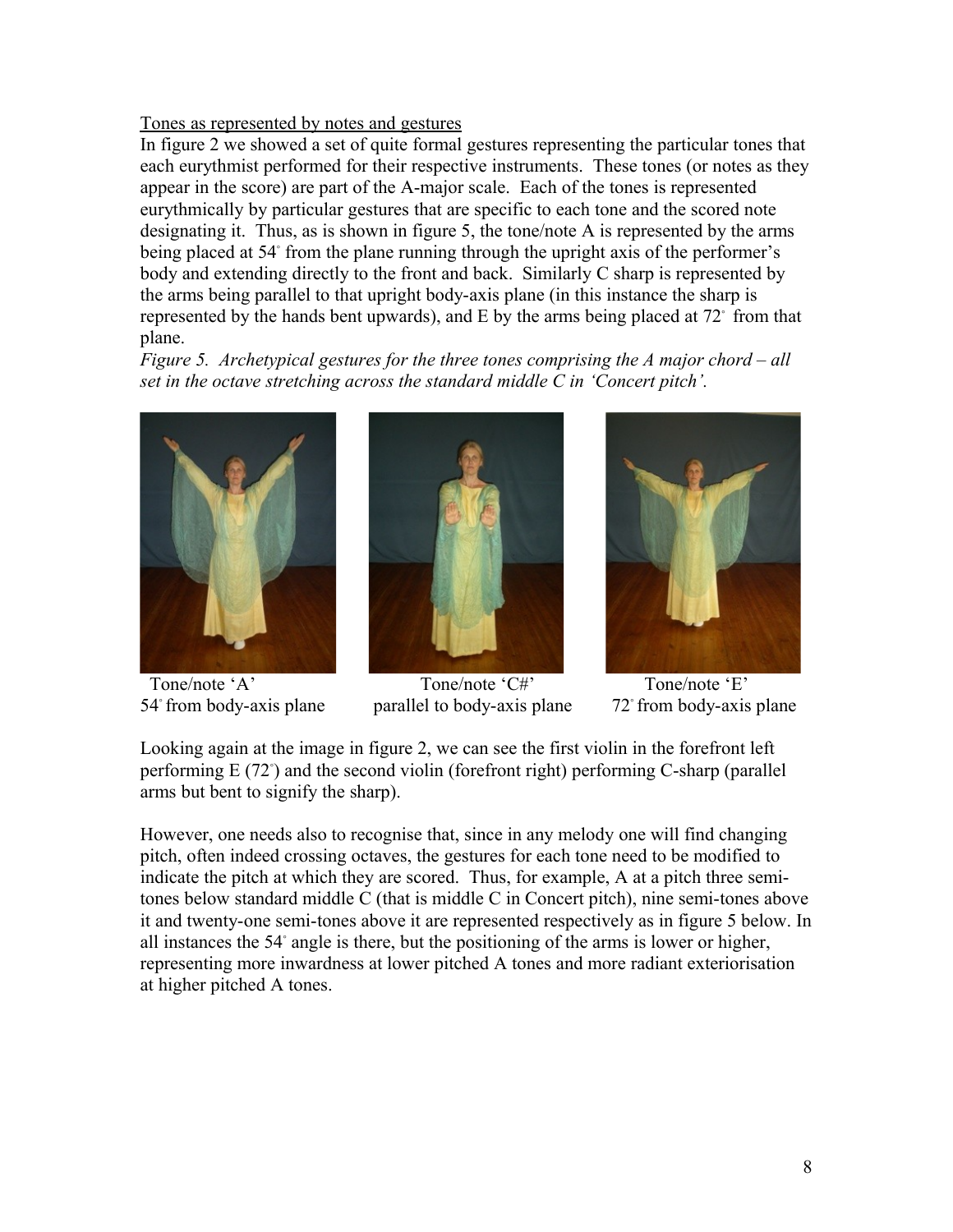Tones as represented by notes and gestures

In figure 2 we showed a set of quite formal gestures representing the particular tones that each eurythmist performed for their respective instruments. These tones (or notes as they appear in the score) are part of the A-major scale. Each of the tones is represented eurythmically by particular gestures that are specific to each tone and the scored note designating it. Thus, as is shown in figure 5, the tone/note A is represented by the arms being placed at 54° from the plane running through the upright axis of the performer's body and extending directly to the front and back. Similarly C sharp is represented by the arms being parallel to that upright body-axis plane (in this instance the sharp is represented by the hands bent upwards), and E by the arms being placed at 72° from that plane.

*Figure 5. Archetypical gestures for the three tones comprising the A major chord – all set in the octave stretching across the standard middle C in 'Concert pitch'.*

| Tone/note 'A' | Tone/note 'C#' | Tone/note 'E' |
| --- | --- | --- |
| 54° from body-axis plane | parallel to body-axis plane | 72° from body-axis plane |

Looking again at the image in figure 2, we can see the first violin in the forefront left performing E (72°) and the second violin (forefront right) performing C-sharp (parallel arms but bent to signify the sharp).

However, one needs also to recognise that, since in any melody one will find changing pitch, often indeed crossing octaves, the gestures for each tone need to be modified to indicate the pitch at which they are scored. Thus, for example, A at a pitch three semi-tones below standard middle C (that is middle C in Concert pitch), nine semi-tones above it and twenty-one semi-tones above it are represented respectively as in figure 5 below. In all instances the 54° angle is there, but the positioning of the arms is lower or higher, representing more inwardness at lower pitched A tones and more radiant exteriorisation at higher pitched A tones.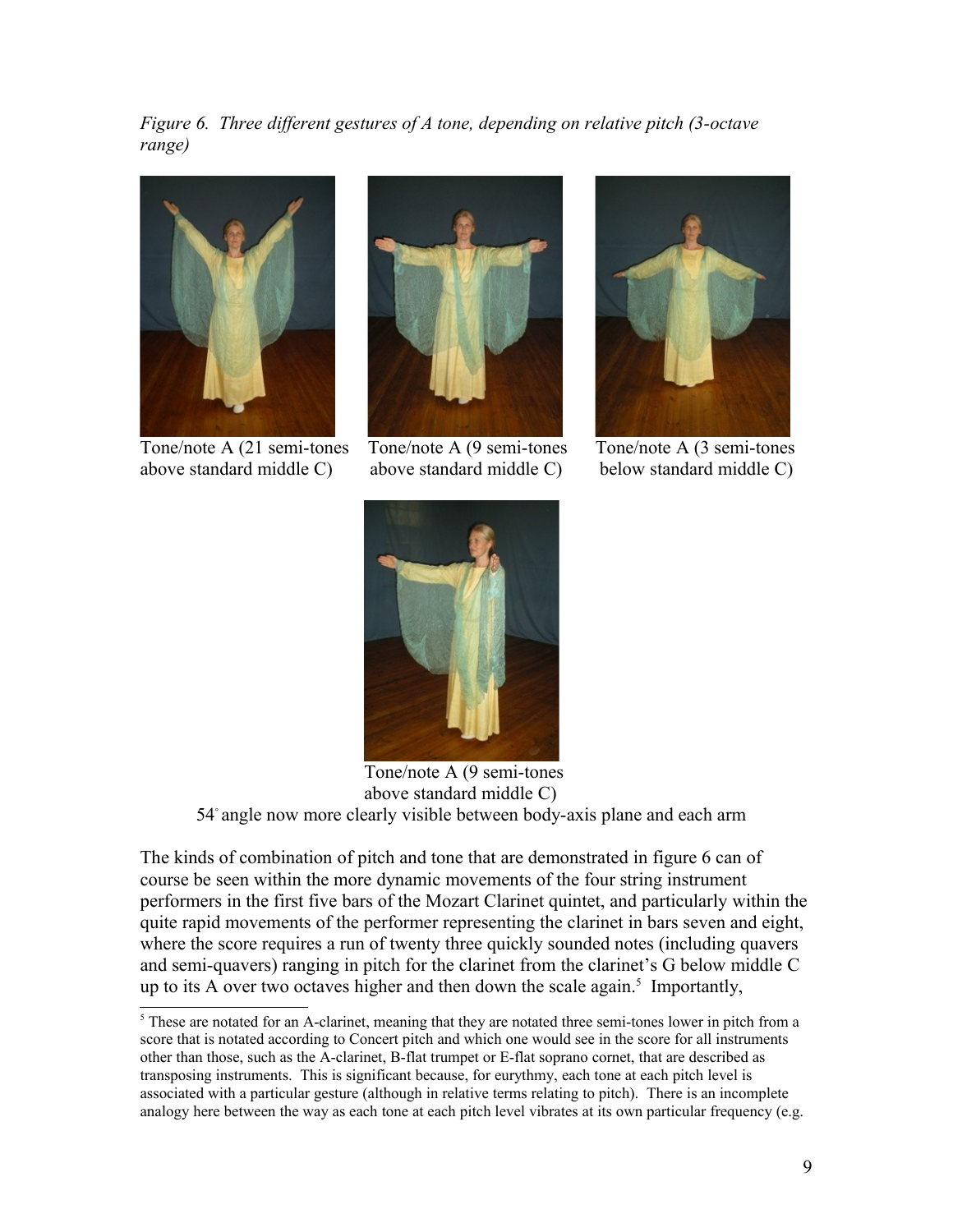*Figure 6. Three different gestures of A tone, depending on relative pitch (3-octave range)*

Tone/note A (21 semi-tones above standard middle C)

Tone/note A (9 semi-tones above standard middle C)

Tone/note A (3 semi-tones below standard middle C)

Tone/note A (9 semi-tones above standard middle C)
54° angle now more clearly visible between body-axis plane and each arm

The kinds of combination of pitch and tone that are demonstrated in figure 6 can of course be seen within the more dynamic movements of the four string instrument performers in the first five bars of the Mozart Clarinet quintet, and particularly within the quite rapid movements of the performer representing the clarinet in bars seven and eight, where the score requires a run of twenty three quickly sounded notes (including quavers and semi-quavers) ranging in pitch for the clarinet from the clarinet's G below middle C up to its A over two octaves higher and then down the scale again.[5] Importantly,

[5] These are notated for an A-clarinet, meaning that they are notated three semi-tones lower in pitch from a score that is notated according to Concert pitch and which one would see in the score for all instruments other than those, such as the A-clarinet, B-flat trumpet or E-flat soprano cornet, that are described as transposing instruments. This is significant because, for eurythmy, each tone at each pitch level is associated with a particular gesture (although in relative terms relating to pitch). There is an incomplete analogy here between the way as each tone at each pitch level vibrates at its own particular frequency (e.g.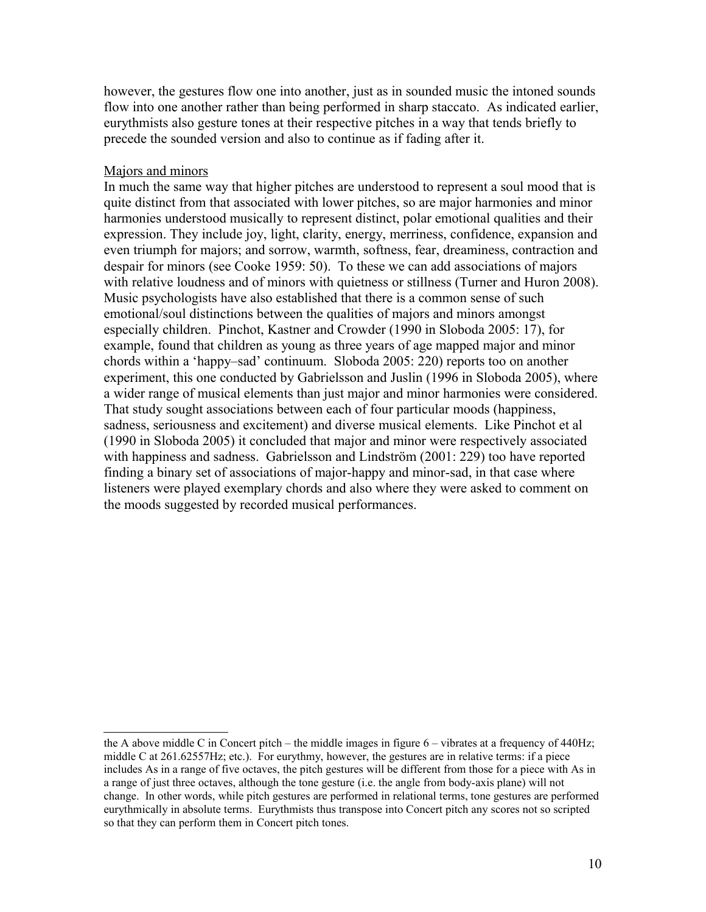however, the gestures flow one into another, just as in sounded music the intoned sounds flow into one another rather than being performed in sharp staccato. As indicated earlier, eurythmists also gesture tones at their respective pitches in a way that tends briefly to precede the sounded version and also to continue as if fading after it.

## Majors and minors

In much the same way that higher pitches are understood to represent a soul mood that is quite distinct from that associated with lower pitches, so are major harmonies and minor harmonies understood musically to represent distinct, polar emotional qualities and their expression. They include joy, light, clarity, energy, merriness, confidence, expansion and even triumph for majors; and sorrow, warmth, softness, fear, dreaminess, contraction and despair for minors (see Cooke 1959: 50). To these we can add associations of majors with relative loudness and of minors with quietness or stillness (Turner and Huron 2008). Music psychologists have also established that there is a common sense of such emotional/soul distinctions between the qualities of majors and minors amongst especially children. Pinchot, Kastner and Crowder (1990 in Sloboda 2005: 17), for example, found that children as young as three years of age mapped major and minor chords within a 'happy–sad' continuum. Sloboda 2005: 220) reports too on another experiment, this one conducted by Gabrielsson and Juslin (1996 in Sloboda 2005), where a wider range of musical elements than just major and minor harmonies were considered. That study sought associations between each of four particular moods (happiness, sadness, seriousness and excitement) and diverse musical elements. Like Pinchot et al (1990 in Sloboda 2005) it concluded that major and minor were respectively associated with happiness and sadness. Gabrielsson and Lindström (2001: 229) too have reported finding a binary set of associations of major-happy and minor-sad, in that case where listeners were played exemplary chords and also where they were asked to comment on the moods suggested by recorded musical performances.

---

the A above middle C in Concert pitch – the middle images in figure 6 – vibrates at a frequency of 440Hz; middle C at 261.62557Hz; etc.). For eurythmy, however, the gestures are in relative terms: if a piece includes As in a range of five octaves, the pitch gestures will be different from those for a piece with As in a range of just three octaves, although the tone gesture (i.e. the angle from body-axis plane) will not change. In other words, while pitch gestures are performed in relational terms, tone gestures are performed eurythmically in absolute terms. Eurythmists thus transpose into Concert pitch any scores not so scripted so that they can perform them in Concert pitch tones.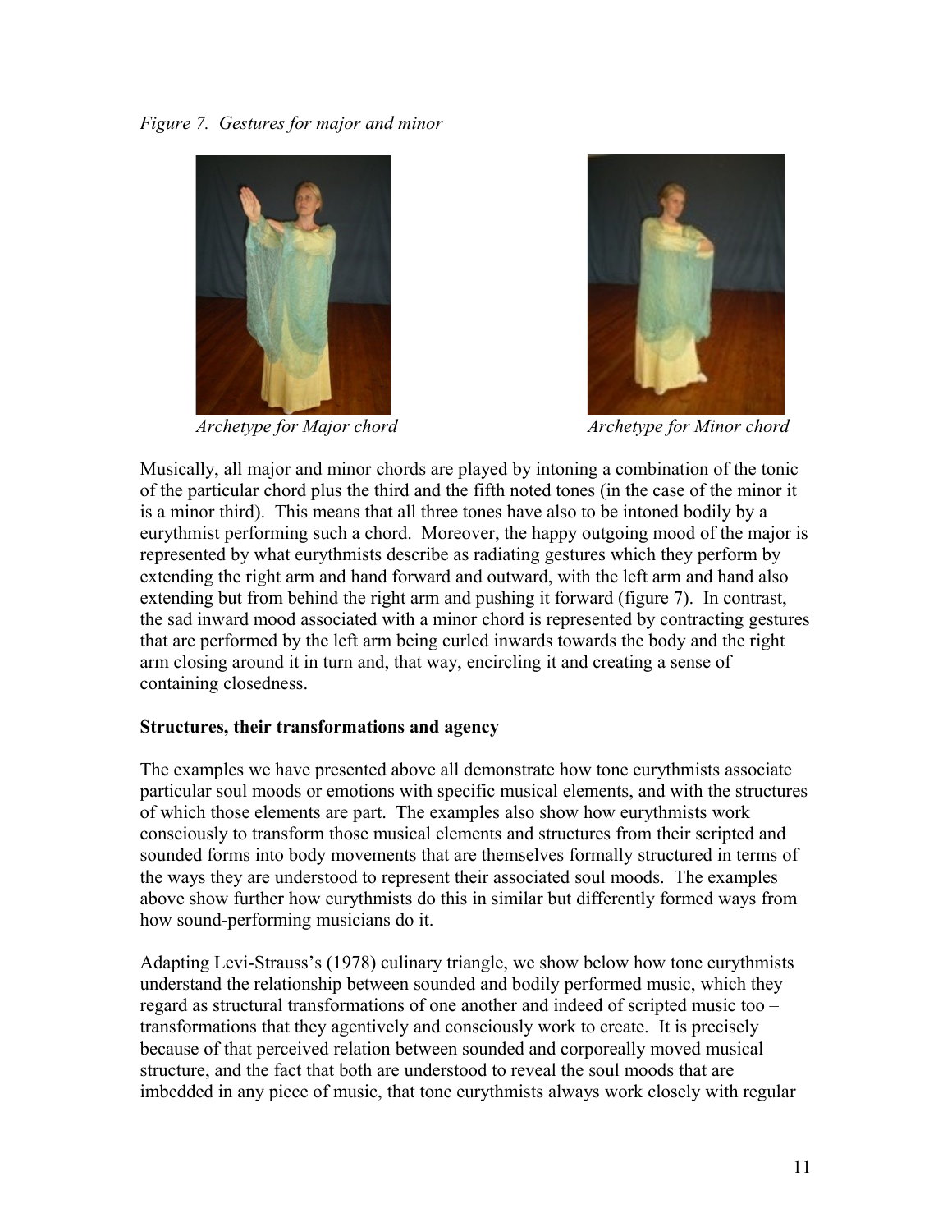*Figure 7. Gestures for major and minor*

*Archetype for Major chord*

*Archetype for Minor chord*

Musically, all major and minor chords are played by intoning a combination of the tonic of the particular chord plus the third and the fifth noted tones (in the case of the minor it is a minor third). This means that all three tones have also to be intoned bodily by a eurythmist performing such a chord. Moreover, the happy outgoing mood of the major is represented by what eurythmists describe as radiating gestures which they perform by extending the right arm and hand forward and outward, with the left arm and hand also extending but from behind the right arm and pushing it forward (figure 7). In contrast, the sad inward mood associated with a minor chord is represented by contracting gestures that are performed by the left arm being curled inwards towards the body and the right arm closing around it in turn and, that way, encircling it and creating a sense of containing closedness.

**Structures, their transformations and agency**

The examples we have presented above all demonstrate how tone eurythmists associate particular soul moods or emotions with specific musical elements, and with the structures of which those elements are part. The examples also show how eurythmists work consciously to transform those musical elements and structures from their scripted and sounded forms into body movements that are themselves formally structured in terms of the ways they are understood to represent their associated soul moods. The examples above show further how eurythmists do this in similar but differently formed ways from how sound-performing musicians do it.

Adapting Levi-Strauss's (1978) culinary triangle, we show below how tone eurythmists understand the relationship between sounded and bodily performed music, which they regard as structural transformations of one another and indeed of scripted music too – transformations that they agentively and consciously work to create. It is precisely because of that perceived relation between sounded and corporeally moved musical structure, and the fact that both are understood to reveal the soul moods that are imbedded in any piece of music, that tone eurythmists always work closely with regular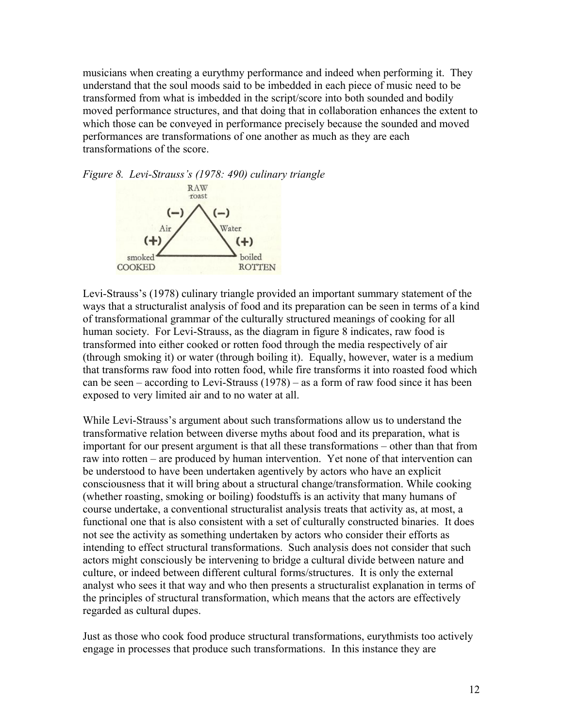musicians when creating a eurythmy performance and indeed when performing it. They understand that the soul moods said to be imbedded in each piece of music need to be transformed from what is imbedded in the script/score into both sounded and bodily moved performance structures, and that doing that in collaboration enhances the extent to which those can be conveyed in performance precisely because the sounded and moved performances are transformations of one another as much as they are each transformations of the score.

*Figure 8. Levi-Strauss's (1978: 490) culinary triangle*

Levi-Strauss's (1978) culinary triangle provided an important summary statement of the ways that a structuralist analysis of food and its preparation can be seen in terms of a kind of transformational grammar of the culturally structured meanings of cooking for all human society. For Levi-Strauss, as the diagram in figure 8 indicates, raw food is transformed into either cooked or rotten food through the media respectively of air (through smoking it) or water (through boiling it). Equally, however, water is a medium that transforms raw food into rotten food, while fire transforms it into roasted food which can be seen – according to Levi-Strauss (1978) – as a form of raw food since it has been exposed to very limited air and to no water at all.

While Levi-Strauss's argument about such transformations allow us to understand the transformative relation between diverse myths about food and its preparation, what is important for our present argument is that all these transformations – other than that from raw into rotten – are produced by human intervention. Yet none of that intervention can be understood to have been undertaken agentively by actors who have an explicit consciousness that it will bring about a structural change/transformation. While cooking (whether roasting, smoking or boiling) foodstuffs is an activity that many humans of course undertake, a conventional structuralist analysis treats that activity as, at most, a functional one that is also consistent with a set of culturally constructed binaries. It does not see the activity as something undertaken by actors who consider their efforts as intending to effect structural transformations. Such analysis does not consider that such actors might consciously be intervening to bridge a cultural divide between nature and culture, or indeed between different cultural forms/structures. It is only the external analyst who sees it that way and who then presents a structuralist explanation in terms of the principles of structural transformation, which means that the actors are effectively regarded as cultural dupes.

Just as those who cook food produce structural transformations, eurythmists too actively engage in processes that produce such transformations. In this instance they are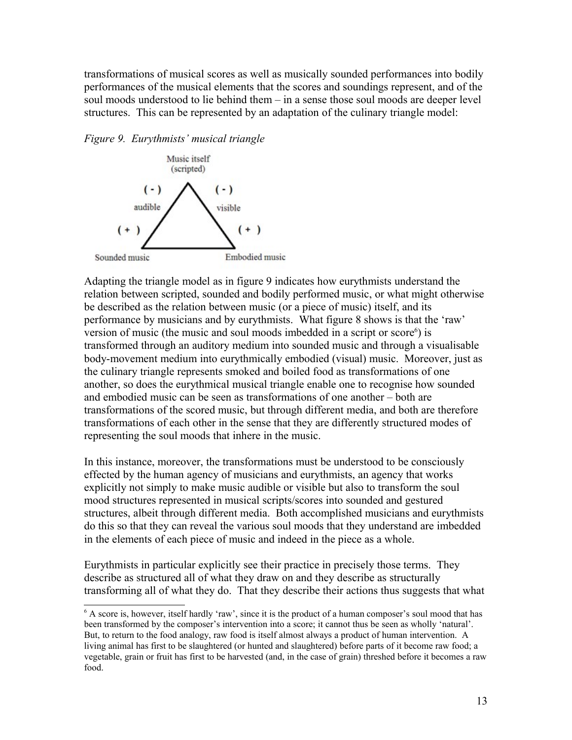transformations of musical scores as well as musically sounded performances into bodily performances of the musical elements that the scores and soundings represent, and of the soul moods understood to lie behind them – in a sense those soul moods are deeper level structures. This can be represented by an adaptation of the culinary triangle model:

*Figure 9. Eurythmists' musical triangle*

Music itself (scripted)

( - ) audible ( + )

( - ) visible ( + )

Sounded music

Embodied music

Adapting the triangle model as in figure 9 indicates how eurythmists understand the relation between scripted, sounded and bodily performed music, or what might otherwise be described as the relation between music (or a piece of music) itself, and its performance by musicians and by eurythmists. What figure 8 shows is that the 'raw' version of music (the music and soul moods imbedded in a script or score[6]) is transformed through an auditory medium into sounded music and through a visualisable body-movement medium into eurythmically embodied (visual) music. Moreover, just as the culinary triangle represents smoked and boiled food as transformations of one another, so does the eurythmical musical triangle enable one to recognise how sounded and embodied music can be seen as transformations of one another – both are transformations of the scored music, but through different media, and both are therefore transformations of each other in the sense that they are differently structured modes of representing the soul moods that inhere in the music.

In this instance, moreover, the transformations must be understood to be consciously effected by the human agency of musicians and eurythmists, an agency that works explicitly not simply to make music audible or visible but also to transform the soul mood structures represented in musical scripts/scores into sounded and gestured structures, albeit through different media. Both accomplished musicians and eurythmists do this so that they can reveal the various soul moods that they understand are imbedded in the elements of each piece of music and indeed in the piece as a whole.

Eurythmists in particular explicitly see their practice in precisely those terms. They describe as structured all of what they draw on and they describe as structurally transforming all of what they do. That they describe their actions thus suggests that what

[6] A score is, however, itself hardly 'raw', since it is the product of a human composer's soul mood that has been transformed by the composer's intervention into a score; it cannot thus be seen as wholly 'natural'. But, to return to the food analogy, raw food is itself almost always a product of human intervention. A living animal has first to be slaughtered (or hunted and slaughtered) before parts of it become raw food; a vegetable, grain or fruit has first to be harvested (and, in the case of grain) threshed before it becomes a raw food.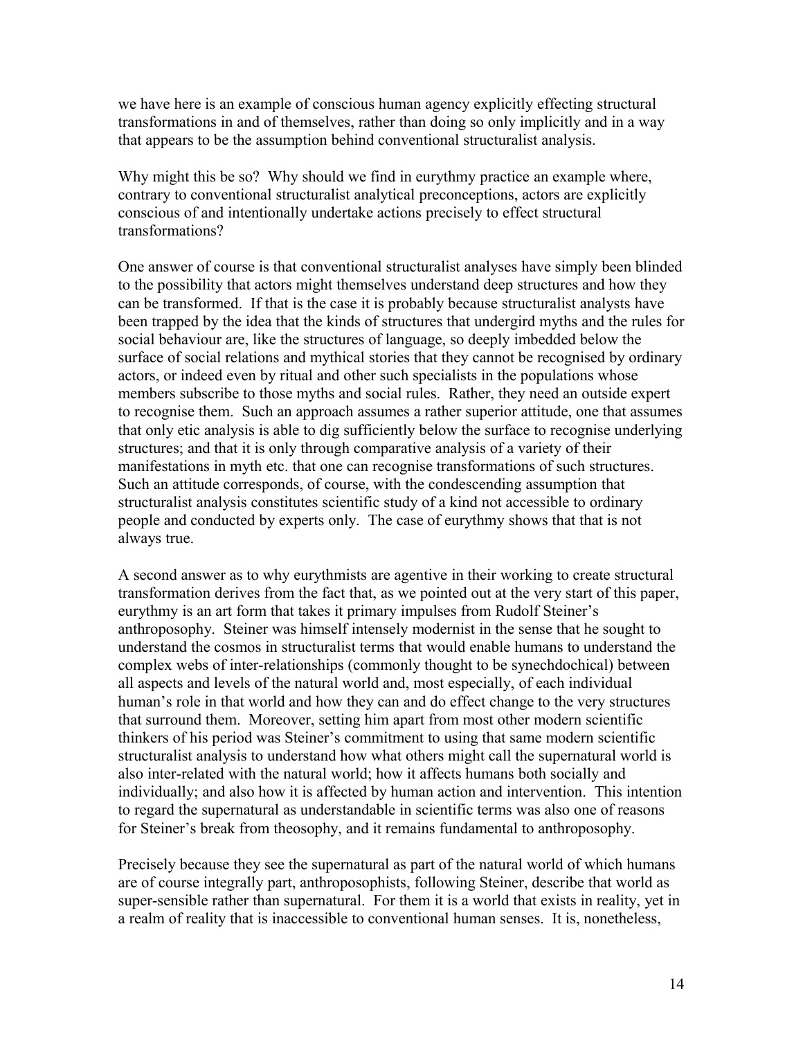we have here is an example of conscious human agency explicitly effecting structural transformations in and of themselves, rather than doing so only implicitly and in a way that appears to be the assumption behind conventional structuralist analysis.

Why might this be so? Why should we find in eurythmy practice an example where, contrary to conventional structuralist analytical preconceptions, actors are explicitly conscious of and intentionally undertake actions precisely to effect structural transformations?

One answer of course is that conventional structuralist analyses have simply been blinded to the possibility that actors might themselves understand deep structures and how they can be transformed. If that is the case it is probably because structuralist analysts have been trapped by the idea that the kinds of structures that undergird myths and the rules for social behaviour are, like the structures of language, so deeply imbedded below the surface of social relations and mythical stories that they cannot be recognised by ordinary actors, or indeed even by ritual and other such specialists in the populations whose members subscribe to those myths and social rules. Rather, they need an outside expert to recognise them. Such an approach assumes a rather superior attitude, one that assumes that only etic analysis is able to dig sufficiently below the surface to recognise underlying structures; and that it is only through comparative analysis of a variety of their manifestations in myth etc. that one can recognise transformations of such structures. Such an attitude corresponds, of course, with the condescending assumption that structuralist analysis constitutes scientific study of a kind not accessible to ordinary people and conducted by experts only. The case of eurythmy shows that that is not always true.

A second answer as to why eurythmists are agentive in their working to create structural transformation derives from the fact that, as we pointed out at the very start of this paper, eurythmy is an art form that takes it primary impulses from Rudolf Steiner's anthroposophy. Steiner was himself intensely modernist in the sense that he sought to understand the cosmos in structuralist terms that would enable humans to understand the complex webs of inter-relationships (commonly thought to be synechdochical) between all aspects and levels of the natural world and, most especially, of each individual human's role in that world and how they can and do effect change to the very structures that surround them. Moreover, setting him apart from most other modern scientific thinkers of his period was Steiner's commitment to using that same modern scientific structuralist analysis to understand how what others might call the supernatural world is also inter-related with the natural world; how it affects humans both socially and individually; and also how it is affected by human action and intervention. This intention to regard the supernatural as understandable in scientific terms was also one of reasons for Steiner's break from theosophy, and it remains fundamental to anthroposophy.

Precisely because they see the supernatural as part of the natural world of which humans are of course integrally part, anthroposophists, following Steiner, describe that world as super-sensible rather than supernatural. For them it is a world that exists in reality, yet in a realm of reality that is inaccessible to conventional human senses. It is, nonetheless,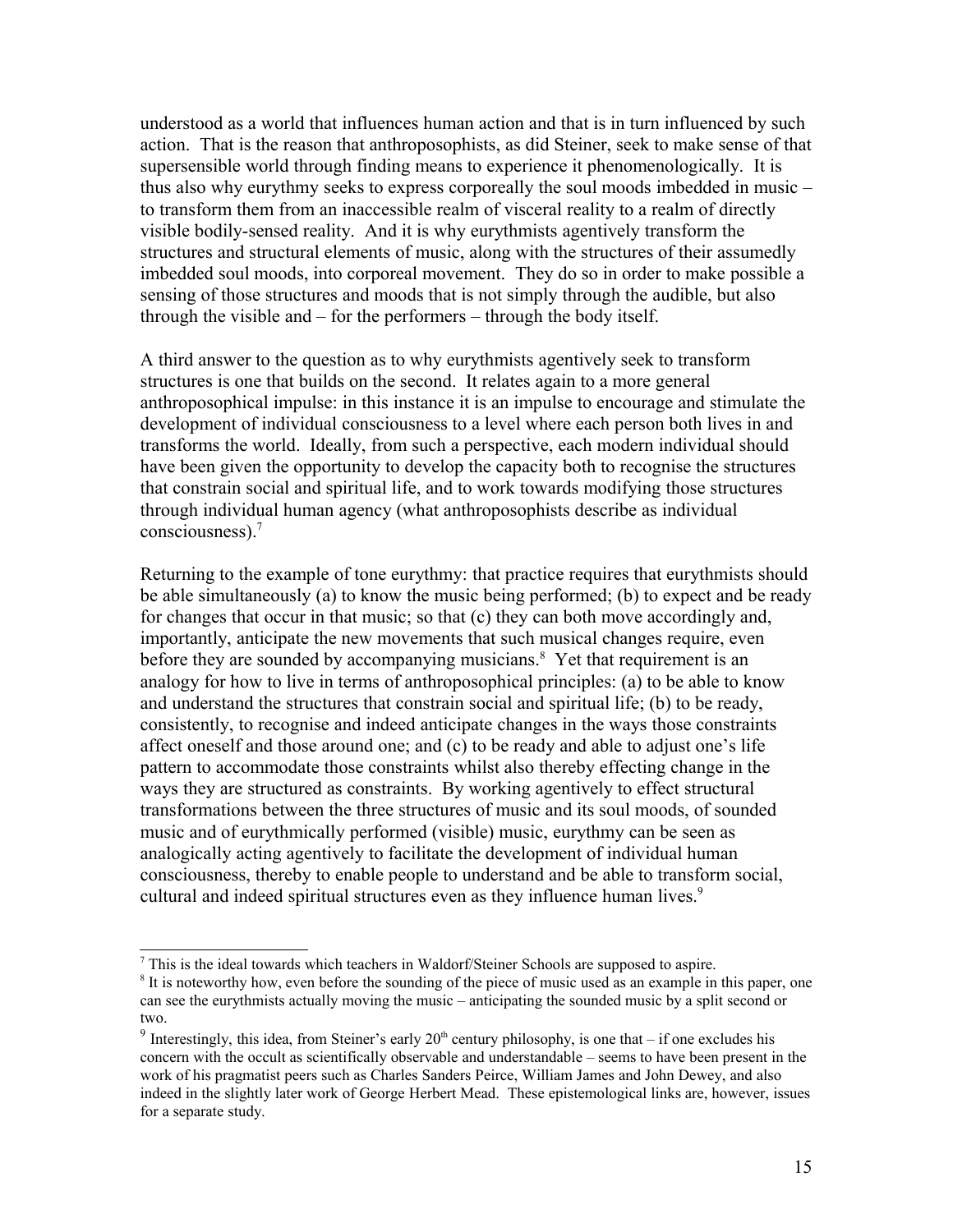understood as a world that influences human action and that is in turn influenced by such action. That is the reason that anthroposophists, as did Steiner, seek to make sense of that supersensible world through finding means to experience it phenomenologically. It is thus also why eurythmy seeks to express corporeally the soul moods imbedded in music – to transform them from an inaccessible realm of visceral reality to a realm of directly visible bodily-sensed reality. And it is why eurythmists agentively transform the structures and structural elements of music, along with the structures of their assumedly imbedded soul moods, into corporeal movement. They do so in order to make possible a sensing of those structures and moods that is not simply through the audible, but also through the visible and – for the performers – through the body itself.

A third answer to the question as to why eurythmists agentively seek to transform structures is one that builds on the second. It relates again to a more general anthroposophical impulse: in this instance it is an impulse to encourage and stimulate the development of individual consciousness to a level where each person both lives in and transforms the world. Ideally, from such a perspective, each modern individual should have been given the opportunity to develop the capacity both to recognise the structures that constrain social and spiritual life, and to work towards modifying those structures through individual human agency (what anthroposophists describe as individual consciousness).[7]

Returning to the example of tone eurythmy: that practice requires that eurythmists should be able simultaneously (a) to know the music being performed; (b) to expect and be ready for changes that occur in that music; so that (c) they can both move accordingly and, importantly, anticipate the new movements that such musical changes require, even before they are sounded by accompanying musicians.[8] Yet that requirement is an analogy for how to live in terms of anthroposophical principles: (a) to be able to know and understand the structures that constrain social and spiritual life; (b) to be ready, consistently, to recognise and indeed anticipate changes in the ways those constraints affect oneself and those around one; and (c) to be ready and able to adjust one's life pattern to accommodate those constraints whilst also thereby effecting change in the ways they are structured as constraints. By working agentively to effect structural transformations between the three structures of music and its soul moods, of sounded music and of eurythmically performed (visible) music, eurythmy can be seen as analogically acting agentively to facilitate the development of individual human consciousness, thereby to enable people to understand and be able to transform social, cultural and indeed spiritual structures even as they influence human lives.[9]

---

[7] This is the ideal towards which teachers in Waldorf/Steiner Schools are supposed to aspire.

[8] It is noteworthy how, even before the sounding of the piece of music used as an example in this paper, one can see the eurythmists actually moving the music – anticipating the sounded music by a split second or two.

[9] Interestingly, this idea, from Steiner's early 20th century philosophy, is one that – if one excludes his concern with the occult as scientifically observable and understandable – seems to have been present in the work of his pragmatist peers such as Charles Sanders Peirce, William James and John Dewey, and also indeed in the slightly later work of George Herbert Mead. These epistemological links are, however, issues for a separate study.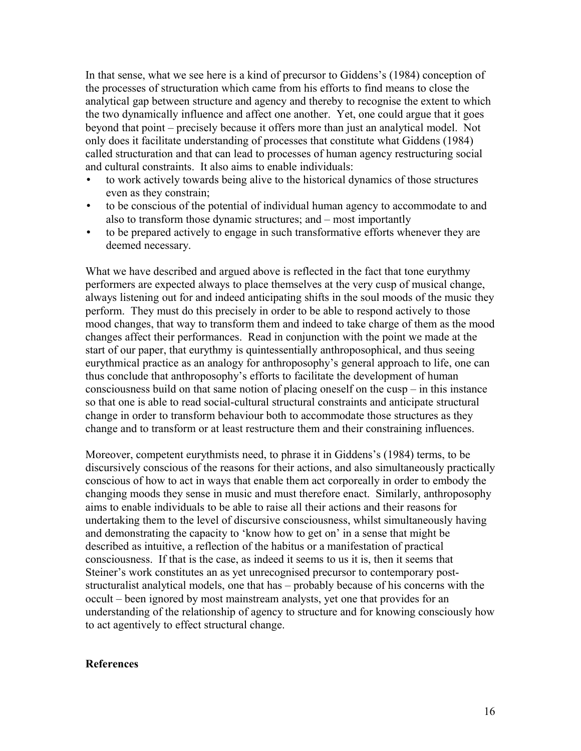In that sense, what we see here is a kind of precursor to Giddens's (1984) conception of the processes of structuration which came from his efforts to find means to close the analytical gap between structure and agency and thereby to recognise the extent to which the two dynamically influence and affect one another. Yet, one could argue that it goes beyond that point – precisely because it offers more than just an analytical model. Not only does it facilitate understanding of processes that constitute what Giddens (1984) called structuration and that can lead to processes of human agency restructuring social and cultural constraints. It also aims to enable individuals:

- to work actively towards being alive to the historical dynamics of those structures even as they constrain;
- to be conscious of the potential of individual human agency to accommodate to and also to transform those dynamic structures; and – most importantly
- to be prepared actively to engage in such transformative efforts whenever they are deemed necessary.

What we have described and argued above is reflected in the fact that tone eurythmy performers are expected always to place themselves at the very cusp of musical change, always listening out for and indeed anticipating shifts in the soul moods of the music they perform. They must do this precisely in order to be able to respond actively to those mood changes, that way to transform them and indeed to take charge of them as the mood changes affect their performances. Read in conjunction with the point we made at the start of our paper, that eurythmy is quintessentially anthroposophical, and thus seeing eurythmical practice as an analogy for anthroposophy's general approach to life, one can thus conclude that anthroposophy's efforts to facilitate the development of human consciousness build on that same notion of placing oneself on the cusp – in this instance so that one is able to read social-cultural structural constraints and anticipate structural change in order to transform behaviour both to accommodate those structures as they change and to transform or at least restructure them and their constraining influences.

Moreover, competent eurythmists need, to phrase it in Giddens's (1984) terms, to be discursively conscious of the reasons for their actions, and also simultaneously practically conscious of how to act in ways that enable them act corporeally in order to embody the changing moods they sense in music and must therefore enact. Similarly, anthroposophy aims to enable individuals to be able to raise all their actions and their reasons for undertaking them to the level of discursive consciousness, whilst simultaneously having and demonstrating the capacity to 'know how to get on' in a sense that might be described as intuitive, a reflection of the habitus or a manifestation of practical consciousness. If that is the case, as indeed it seems to us it is, then it seems that Steiner's work constitutes an as yet unrecognised precursor to contemporary post-structuralist analytical models, one that has – probably because of his concerns with the occult – been ignored by most mainstream analysts, yet one that provides for an understanding of the relationship of agency to structure and for knowing consciously how to act agentively to effect structural change.

## References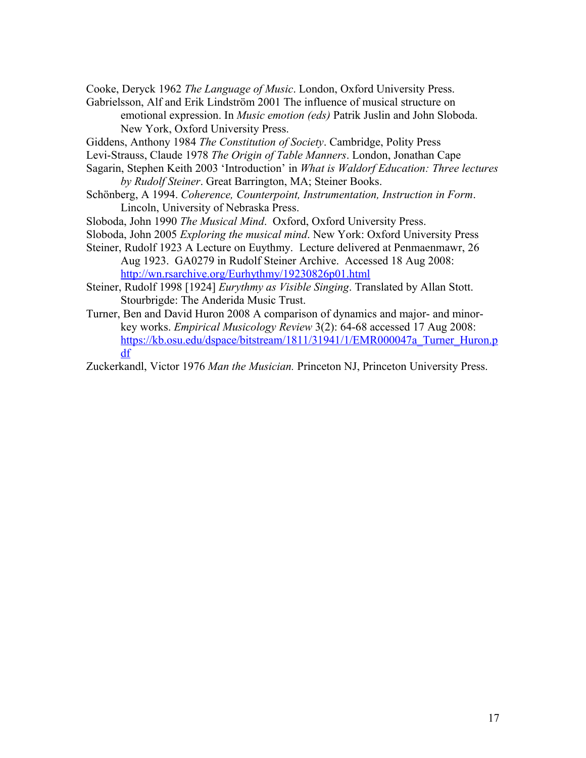Cooke, Deryck 1962 *The Language of Music*. London, Oxford University Press.

Gabrielsson, Alf and Erik Lindström 2001 The influence of musical structure on emotional expression. In *Music emotion (eds)* Patrik Juslin and John Sloboda. New York, Oxford University Press.

Giddens, Anthony 1984 *The Constitution of Society*. Cambridge, Polity Press

Levi-Strauss, Claude 1978 *The Origin of Table Manners*. London, Jonathan Cape

Sagarin, Stephen Keith 2003 'Introduction' in *What is Waldorf Education: Three lectures by Rudolf Steiner*. Great Barrington, MA; Steiner Books.

Schönberg, A 1994. *Coherence, Counterpoint, Instrumentation, Instruction in Form*. Lincoln, University of Nebraska Press.

Sloboda, John 1990 *The Musical Mind*. Oxford, Oxford University Press.

Sloboda, John 2005 *Exploring the musical mind*. New York: Oxford University Press

Steiner, Rudolf 1923 A Lecture on Euythmy. Lecture delivered at Penmaenmawr, 26 Aug 1923. GA0279 in Rudolf Steiner Archive. Accessed 18 Aug 2008: http://wn.rsarchive.org/Eurhythmy/19230826p01.html

Steiner, Rudolf 1998 [1924] *Eurythmy as Visible Singing*. Translated by Allan Stott. Stourbrigde: The Anderida Music Trust.

Turner, Ben and David Huron 2008 A comparison of dynamics and major- and minor-key works. *Empirical Musicology Review* 3(2): 64-68 accessed 17 Aug 2008: https://kb.osu.edu/dspace/bitstream/1811/31941/1/EMR000047a_Turner_Huron.pdf

Zuckerkandl, Victor 1976 *Man the Musician.* Princeton NJ, Princeton University Press.